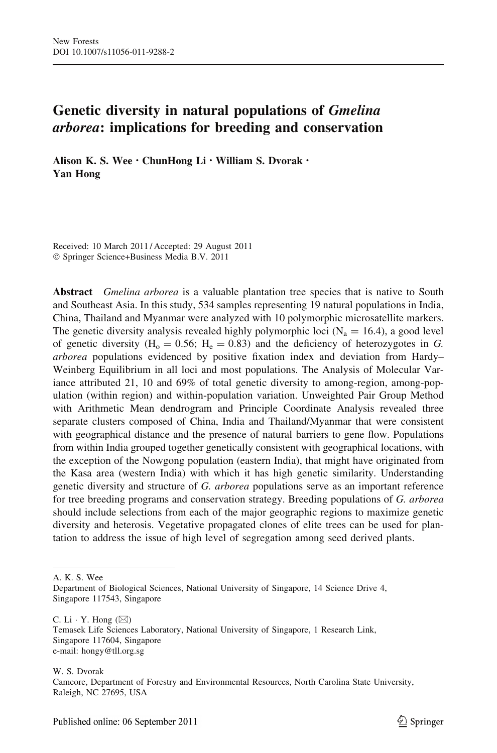# Genetic diversity in natural populations of *Gmelina arborea*: implications for breeding and conservation

**Alison K. S. Wee · ChunHong Li · William S. Dvorak · Yan Hong**

Received: 10 March 2011 / Accepted: 29 August 2011
© Springer Science+Business Media B.V. 2011

**Abstract** *Gmelina arborea* is a valuable plantation tree species that is native to South and Southeast Asia. In this study, 534 samples representing 19 natural populations in India, China, Thailand and Myanmar were analyzed with 10 polymorphic microsatellite markers. The genetic diversity analysis revealed highly polymorphic loci ($N_a = 16.4$), a good level of genetic diversity ($H_o = 0.56$; $H_e = 0.83$) and the deficiency of heterozygotes in *G. arborea* populations evidenced by positive fixation index and deviation from Hardy–Weinberg Equilibrium in all loci and most populations. The Analysis of Molecular Variance attributed 21, 10 and 69% of total genetic diversity to among-region, among-population (within region) and within-population variation. Unweighted Pair Group Method with Arithmetic Mean dendrogram and Principle Coordinate Analysis revealed three separate clusters composed of China, India and Thailand/Myanmar that were consistent with geographical distance and the presence of natural barriers to gene flow. Populations from within India grouped together genetically consistent with geographical locations, with the exception of the Nowgong population (eastern India), that might have originated from the Kasa area (western India) with which it has high genetic similarity. Understanding genetic diversity and structure of *G. arborea* populations serve as an important reference for tree breeding programs and conservation strategy. Breeding populations of *G. arborea* should include selections from each of the major geographic regions to maximize genetic diversity and heterosis. Vegetative propagated clones of elite trees can be used for plantation to address the issue of high level of segregation among seed derived plants.

---

A. K. S. Wee
Department of Biological Sciences, National University of Singapore, 14 Science Drive 4, Singapore 117543, Singapore

C. Li · Y. Hong (✉)
Temasek Life Sciences Laboratory, National University of Singapore, 1 Research Link, Singapore 117604, Singapore
e-mail: hongy@tll.org.sg

W. S. Dvorak
Camcore, Department of Forestry and Environmental Resources, North Carolina State University, Raleigh, NC 27695, USA

Published online: 06 September 2011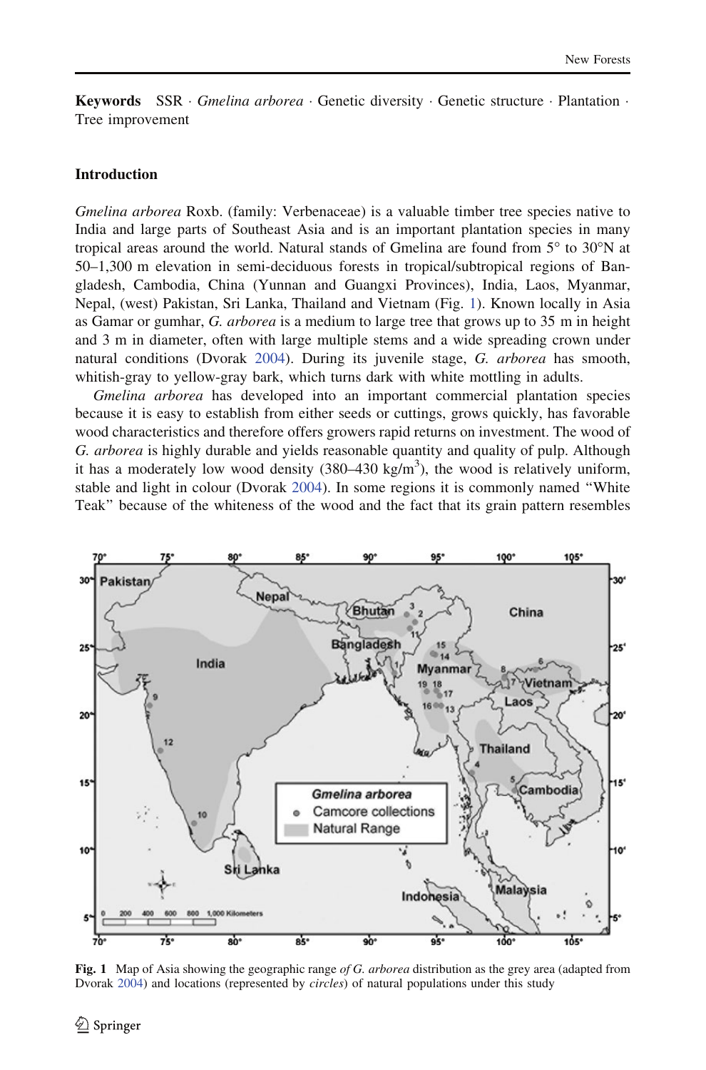**Keywords** SSR · *Gmelina arborea* · Genetic diversity · Genetic structure · Plantation · Tree improvement

## Introduction

*Gmelina arborea* Roxb. (family: Verbenaceae) is a valuable timber tree species native to India and large parts of Southeast Asia and is an important plantation species in many tropical areas around the world. Natural stands of Gmelina are found from 5° to 30°N at 50–1,300 m elevation in semi-deciduous forests in tropical/subtropical regions of Bangladesh, Cambodia, China (Yunnan and Guangxi Provinces), India, Laos, Myanmar, Nepal, (west) Pakistan, Sri Lanka, Thailand and Vietnam (Fig. 1). Known locally in Asia as Gamar or gumhar, *G. arborea* is a medium to large tree that grows up to 35 m in height and 3 m in diameter, often with large multiple stems and a wide spreading crown under natural conditions (Dvorak 2004). During its juvenile stage, *G. arborea* has smooth, whitish-gray to yellow-gray bark, which turns dark with white mottling in adults.

*Gmelina arborea* has developed into an important commercial plantation species because it is easy to establish from either seeds or cuttings, grows quickly, has favorable wood characteristics and therefore offers growers rapid returns on investment. The wood of *G. arborea* is highly durable and yields reasonable quantity and quality of pulp. Although it has a moderately low wood density (380–430 kg/m$^3$), the wood is relatively uniform, stable and light in colour (Dvorak 2004). In some regions it is commonly named "White Teak" because of the whiteness of the wood and the fact that its grain pattern resembles

**Fig. 1** Map of Asia showing the geographic range *of G. arborea* distribution as the grey area (adapted from Dvorak 2004) and locations (represented by *circles*) of natural populations under this study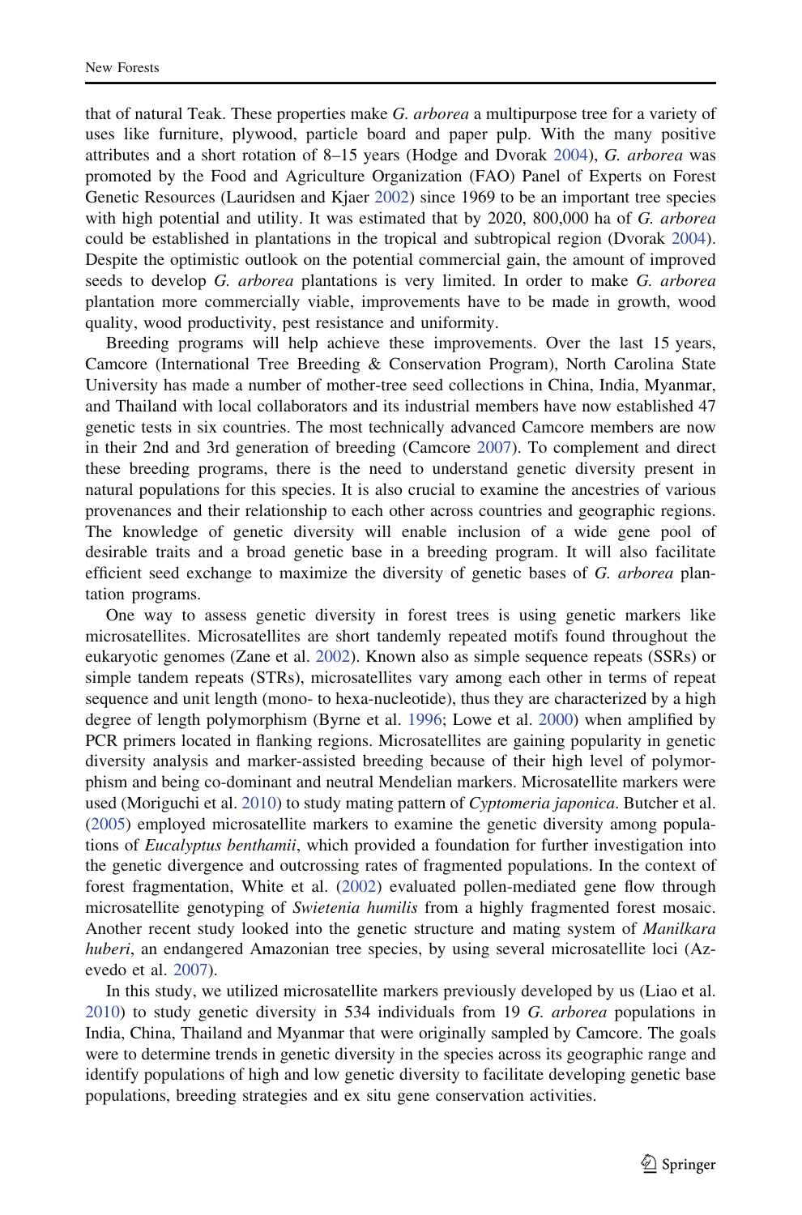that of natural Teak. These properties make *G. arborea* a multipurpose tree for a variety of uses like furniture, plywood, particle board and paper pulp. With the many positive attributes and a short rotation of 8–15 years (Hodge and Dvorak 2004), *G. arborea* was promoted by the Food and Agriculture Organization (FAO) Panel of Experts on Forest Genetic Resources (Lauridsen and Kjaer 2002) since 1969 to be an important tree species with high potential and utility. It was estimated that by 2020, 800,000 ha of *G. arborea* could be established in plantations in the tropical and subtropical region (Dvorak 2004). Despite the optimistic outlook on the potential commercial gain, the amount of improved seeds to develop *G. arborea* plantations is very limited. In order to make *G. arborea* plantation more commercially viable, improvements have to be made in growth, wood quality, wood productivity, pest resistance and uniformity.

Breeding programs will help achieve these improvements. Over the last 15 years, Camcore (International Tree Breeding & Conservation Program), North Carolina State University has made a number of mother-tree seed collections in China, India, Myanmar, and Thailand with local collaborators and its industrial members have now established 47 genetic tests in six countries. The most technically advanced Camcore members are now in their 2nd and 3rd generation of breeding (Camcore 2007). To complement and direct these breeding programs, there is the need to understand genetic diversity present in natural populations for this species. It is also crucial to examine the ancestries of various provenances and their relationship to each other across countries and geographic regions. The knowledge of genetic diversity will enable inclusion of a wide gene pool of desirable traits and a broad genetic base in a breeding program. It will also facilitate efficient seed exchange to maximize the diversity of genetic bases of *G. arborea* plantation programs.

One way to assess genetic diversity in forest trees is using genetic markers like microsatellites. Microsatellites are short tandemly repeated motifs found throughout the eukaryotic genomes (Zane et al. 2002). Known also as simple sequence repeats (SSRs) or simple tandem repeats (STRs), microsatellites vary among each other in terms of repeat sequence and unit length (mono- to hexa-nucleotide), thus they are characterized by a high degree of length polymorphism (Byrne et al. 1996; Lowe et al. 2000) when amplified by PCR primers located in flanking regions. Microsatellites are gaining popularity in genetic diversity analysis and marker-assisted breeding because of their high level of polymorphism and being co-dominant and neutral Mendelian markers. Microsatellite markers were used (Moriguchi et al. 2010) to study mating pattern of *Cyptomeria japonica*. Butcher et al. (2005) employed microsatellite markers to examine the genetic diversity among populations of *Eucalyptus benthamii*, which provided a foundation for further investigation into the genetic divergence and outcrossing rates of fragmented populations. In the context of forest fragmentation, White et al. (2002) evaluated pollen-mediated gene flow through microsatellite genotyping of *Swietenia humilis* from a highly fragmented forest mosaic. Another recent study looked into the genetic structure and mating system of *Manilkara huberi*, an endangered Amazonian tree species, by using several microsatellite loci (Azevedo et al. 2007).

In this study, we utilized microsatellite markers previously developed by us (Liao et al. 2010) to study genetic diversity in 534 individuals from 19 *G. arborea* populations in India, China, Thailand and Myanmar that were originally sampled by Camcore. The goals were to determine trends in genetic diversity in the species across its geographic range and identify populations of high and low genetic diversity to facilitate developing genetic base populations, breeding strategies and ex situ gene conservation activities.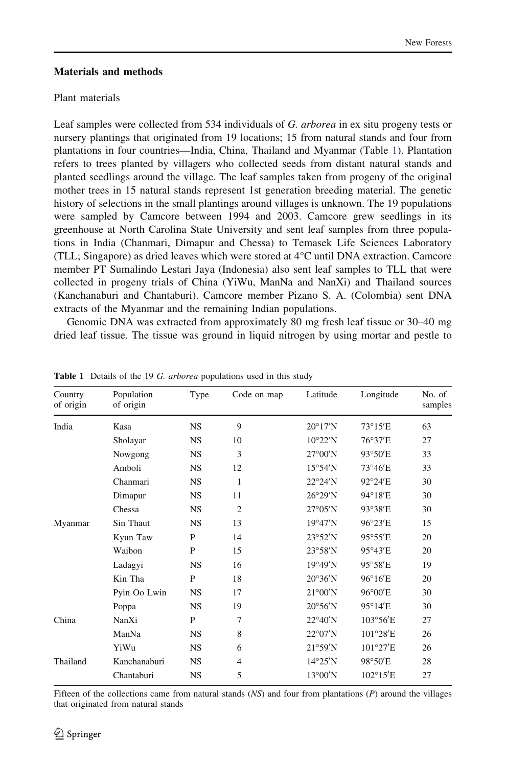## Materials and methods

### Plant materials

Leaf samples were collected from 534 individuals of *G. arborea* in ex situ progeny tests or nursery plantings that originated from 19 locations; 15 from natural stands and four from plantations in four countries—India, China, Thailand and Myanmar (Table 1). Plantation refers to trees planted by villagers who collected seeds from distant natural stands and planted seedlings around the village. The leaf samples taken from progeny of the original mother trees in 15 natural stands represent 1st generation breeding material. The genetic history of selections in the small plantings around villages is unknown. The 19 populations were sampled by Camcore between 1994 and 2003. Camcore grew seedlings in its greenhouse at North Carolina State University and sent leaf samples from three populations in India (Chanmari, Dimapur and Chessa) to Temasek Life Sciences Laboratory (TLL; Singapore) as dried leaves which were stored at 4°C until DNA extraction. Camcore member PT Sumalindo Lestari Jaya (Indonesia) also sent leaf samples to TLL that were collected in progeny trials of China (YiWu, ManNa and NanXi) and Thailand sources (Kanchanaburi and Chantaburi). Camcore member Pizano S. A. (Colombia) sent DNA extracts of the Myanmar and the remaining Indian populations.

Genomic DNA was extracted from approximately 80 mg fresh leaf tissue or 30–40 mg dried leaf tissue. The tissue was ground in liquid nitrogen by using mortar and pestle to

**Table 1** Details of the 19 *G. arborea* populations used in this study

| Country of origin | Population of origin | Type | Code on map | Latitude | Longitude | No. of samples |
|---|---|---|---|---|---|---|
| India | Kasa | NS | 9 | 20°17′N | 73°15′E | 63 |
| | Sholayar | NS | 10 | 10°22′N | 76°37′E | 27 |
| | Nowgong | NS | 3 | 27°00′N | 93°50′E | 33 |
| | Amboli | NS | 12 | 15°54′N | 73°46′E | 33 |
| | Chanmari | NS | 1 | 22°24′N | 92°24′E | 30 |
| | Dimapur | NS | 11 | 26°29′N | 94°18′E | 30 |
| | Chessa | NS | 2 | 27°05′N | 93°38′E | 30 |
| Myanmar | Sin Thaut | NS | 13 | 19°47′N | 96°23′E | 15 |
| | Kyun Taw | P | 14 | 23°52′N | 95°55′E | 20 |
| | Waibon | P | 15 | 23°58′N | 95°43′E | 20 |
| | Ladagyi | NS | 16 | 19°49′N | 95°58′E | 19 |
| | Kin Tha | P | 18 | 20°36′N | 96°16′E | 20 |
| | Pyin Oo Lwin | NS | 17 | 21°00′N | 96°00′E | 30 |
| | Poppa | NS | 19 | 20°56′N | 95°14′E | 30 |
| China | NanXi | P | 7 | 22°40′N | 103°56′E | 27 |
| | ManNa | NS | 8 | 22°07′N | 101°28′E | 26 |
| | YiWu | NS | 6 | 21°59′N | 101°27′E | 26 |
| Thailand | Kanchanaburi | NS | 4 | 14°25′N | 98°50′E | 28 |
| | Chantaburi | NS | 5 | 13°00′N | 102°15′E | 27 |

Fifteen of the collections came from natural stands (*NS*) and four from plantations (*P*) around the villages that originated from natural stands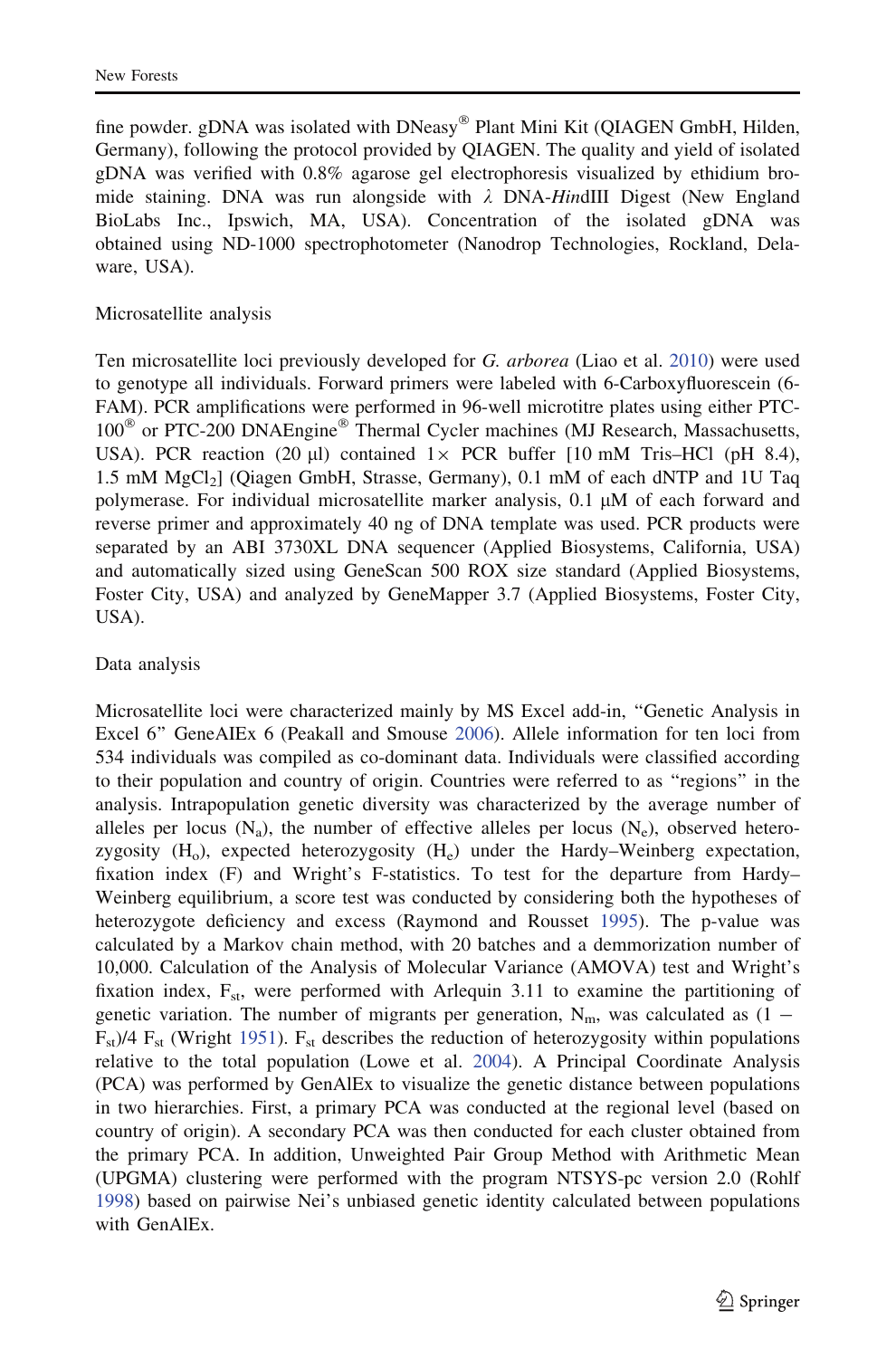fine powder. gDNA was isolated with DNeasy® Plant Mini Kit (QIAGEN GmbH, Hilden, Germany), following the protocol provided by QIAGEN. The quality and yield of isolated gDNA was verified with 0.8% agarose gel electrophoresis visualized by ethidium bromide staining. DNA was run alongside with λ DNA-*Hin*dIII Digest (New England BioLabs Inc., Ipswich, MA, USA). Concentration of the isolated gDNA was obtained using ND-1000 spectrophotometer (Nanodrop Technologies, Rockland, Delaware, USA).

## Microsatellite analysis

Ten microsatellite loci previously developed for *G. arborea* (Liao et al. 2010) were used to genotype all individuals. Forward primers were labeled with 6-Carboxyfluorescein (6-FAM). PCR amplifications were performed in 96-well microtitre plates using either PTC-100® or PTC-200 DNAEngine® Thermal Cycler machines (MJ Research, Massachusetts, USA). PCR reaction (20 μl) contained 1× PCR buffer [10 mM Tris–HCl (pH 8.4), 1.5 mM $MgCl_2$] (Qiagen GmbH, Strasse, Germany), 0.1 mM of each dNTP and 1U Taq polymerase. For individual microsatellite marker analysis, 0.1 μM of each forward and reverse primer and approximately 40 ng of DNA template was used. PCR products were separated by an ABI 3730XL DNA sequencer (Applied Biosystems, California, USA) and automatically sized using GeneScan 500 ROX size standard (Applied Biosystems, Foster City, USA) and analyzed by GeneMapper 3.7 (Applied Biosystems, Foster City, USA).

## Data analysis

Microsatellite loci were characterized mainly by MS Excel add-in, "Genetic Analysis in Excel 6" GeneAlEx 6 (Peakall and Smouse 2006). Allele information for ten loci from 534 individuals was compiled as co-dominant data. Individuals were classified according to their population and country of origin. Countries were referred to as "regions" in the analysis. Intrapopulation genetic diversity was characterized by the average number of alleles per locus ($N_a$), the number of effective alleles per locus ($N_e$), observed heterozygosity ($H_o$), expected heterozygosity ($H_e$) under the Hardy–Weinberg expectation, fixation index (F) and Wright's F-statistics. To test for the departure from Hardy–Weinberg equilibrium, a score test was conducted by considering both the hypotheses of heterozygote deficiency and excess (Raymond and Rousset 1995). The p-value was calculated by a Markov chain method, with 20 batches and a demmorization number of 10,000. Calculation of the Analysis of Molecular Variance (AMOVA) test and Wright's fixation index, $F_{st}$, were performed with Arlequin 3.11 to examine the partitioning of genetic variation. The number of migrants per generation, $N_m$, was calculated as $(1 - F_{st})/4\ F_{st}$ (Wright 1951). $F_{st}$ describes the reduction of heterozygosity within populations relative to the total population (Lowe et al. 2004). A Principal Coordinate Analysis (PCA) was performed by GenAlEx to visualize the genetic distance between populations in two hierarchies. First, a primary PCA was conducted at the regional level (based on country of origin). A secondary PCA was then conducted for each cluster obtained from the primary PCA. In addition, Unweighted Pair Group Method with Arithmetic Mean (UPGMA) clustering were performed with the program NTSYS-pc version 2.0 (Rohlf 1998) based on pairwise Nei's unbiased genetic identity calculated between populations with GenAlEx.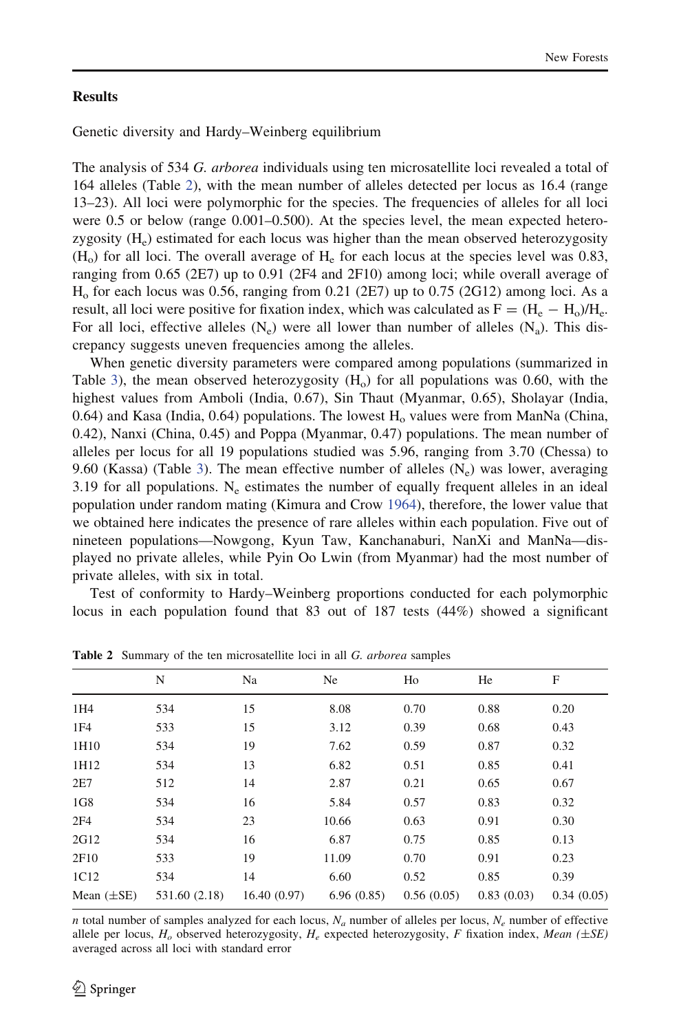## Results

### Genetic diversity and Hardy–Weinberg equilibrium

The analysis of 534 *G. arborea* individuals using ten microsatellite loci revealed a total of 164 alleles (Table 2), with the mean number of alleles detected per locus as 16.4 (range 13–23). All loci were polymorphic for the species. The frequencies of alleles for all loci were 0.5 or below (range 0.001–0.500). At the species level, the mean expected heterozygosity ($H_e$) estimated for each locus was higher than the mean observed heterozygosity ($H_o$) for all loci. The overall average of $H_e$ for each locus at the species level was 0.83, ranging from 0.65 (2E7) up to 0.91 (2F4 and 2F10) among loci; while overall average of $H_o$ for each locus was 0.56, ranging from 0.21 (2E7) up to 0.75 (2G12) among loci. As a result, all loci were positive for fixation index, which was calculated as $F = (H_e - H_o)/H_e$. For all loci, effective alleles ($N_e$) were all lower than number of alleles ($N_a$). This discrepancy suggests uneven frequencies among the alleles.

When genetic diversity parameters were compared among populations (summarized in Table 3), the mean observed heterozygosity ($H_o$) for all populations was 0.60, with the highest values from Amboli (India, 0.67), Sin Thaut (Myanmar, 0.65), Sholayar (India, 0.64) and Kasa (India, 0.64) populations. The lowest $H_o$ values were from ManNa (China, 0.42), Nanxi (China, 0.45) and Poppa (Myanmar, 0.47) populations. The mean number of alleles per locus for all 19 populations studied was 5.96, ranging from 3.70 (Chessa) to 9.60 (Kassa) (Table 3). The mean effective number of alleles ($N_e$) was lower, averaging 3.19 for all populations. $N_e$ estimates the number of equally frequent alleles in an ideal population under random mating (Kimura and Crow 1964), therefore, the lower value that we obtained here indicates the presence of rare alleles within each population. Five out of nineteen populations—Nowgong, Kyun Taw, Kanchanaburi, NanXi and ManNa—displayed no private alleles, while Pyin Oo Lwin (from Myanmar) had the most number of private alleles, with six in total.

Test of conformity to Hardy–Weinberg proportions conducted for each polymorphic locus in each population found that 83 out of 187 tests (44%) showed a significant

**Table 2** Summary of the ten microsatellite loci in all *G. arborea* samples

| | N | Na | Ne | Ho | He | F |
|---|---|---|---|---|---|---|
| 1H4 | 534 | 15 | 8.08 | 0.70 | 0.88 | 0.20 |
| 1F4 | 533 | 15 | 3.12 | 0.39 | 0.68 | 0.43 |
| 1H10 | 534 | 19 | 7.62 | 0.59 | 0.87 | 0.32 |
| 1H12 | 534 | 13 | 6.82 | 0.51 | 0.85 | 0.41 |
| 2E7 | 512 | 14 | 2.87 | 0.21 | 0.65 | 0.67 |
| 1G8 | 534 | 16 | 5.84 | 0.57 | 0.83 | 0.32 |
| 2F4 | 534 | 23 | 10.66 | 0.63 | 0.91 | 0.30 |
| 2G12 | 534 | 16 | 6.87 | 0.75 | 0.85 | 0.13 |
| 2F10 | 533 | 19 | 11.09 | 0.70 | 0.91 | 0.23 |
| 1C12 | 534 | 14 | 6.60 | 0.52 | 0.85 | 0.39 |
| Mean (±SE) | 531.60 (2.18) | 16.40 (0.97) | 6.96 (0.85) | 0.56 (0.05) | 0.83 (0.03) | 0.34 (0.05) |

*n* total number of samples analyzed for each locus, $N_a$ number of alleles per locus, $N_e$ number of effective allele per locus, $H_o$ observed heterozygosity, $H_e$ expected heterozygosity, *F* fixation index, *Mean (±SE)* averaged across all loci with standard error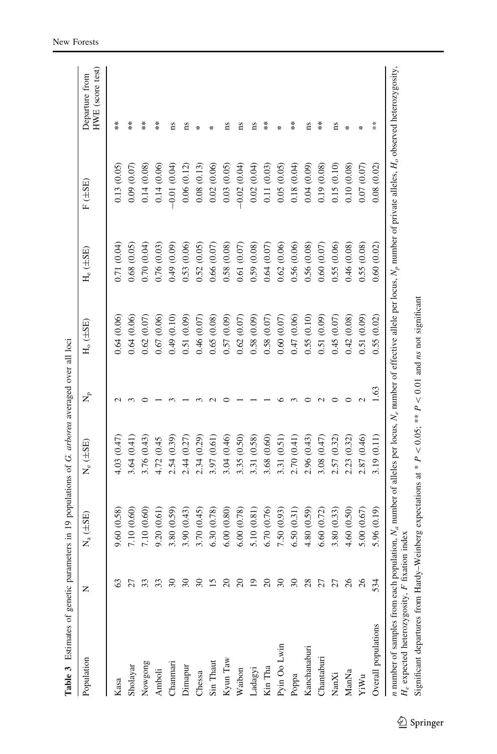**Table 3** Estimates of genetic parameters in 19 populations of *G. arborea* averaged over all loci

| Population | N | $N_a$ (±SE) | $N_e$ (±SE) | $N_p$ | $H_o$ (±SE) | $H_e$ (±SE) | F (±SE) | Departure from HWE (score test) |
|---|---|---|---|---|---|---|---|---|
| Kasa | 63 | 9.60 (0.58) | 4.03 (0.47) | 2 | 0.64 (0.06) | 0.71 (0.04) | 0.13 (0.05) | ** |
| Sholayar | 27 | 7.10 (0.60) | 3.64 (0.41) | 3 | 0.64 (0.06) | 0.68 (0.05) | 0.09 (0.07) | ** |
| Nowgong | 33 | 7.10 (0.60) | 3.76 (0.43) | 0 | 0.62 (0.07) | 0.70 (0.04) | 0.14 (0.08) | ** |
| Amboli | 33 | 9.20 (0.61) | 4.72 (0.45 | 1 | 0.67 (0.06) | 0.76 (0.03) | 0.14 (0.06) | ** |
| Chanmari | 30 | 3.80 (0.59) | 2.54 (0.39) | 3 | 0.49 (0.10) | 0.49 (0.09) | −0.01 (0.04) | ns |
| Dimapur | 30 | 3.90 (0.43) | 2.44 (0.27) | 1 | 0.51 (0.09) | 0.53 (0.06) | 0.06 (0.12) | ns |
| Chessa | 30 | 3.70 (0.45) | 2.34 (0.29) | 3 | 0.46 (0.07) | 0.52 (0.05) | 0.08 (0.13) | * |
| Sin Thaut | 15 | 6.30 (0.78) | 3.97 (0.61) | 2 | 0.65 (0.08) | 0.66 (0.07) | 0.02 (0.06) | * |
| Kyun Taw | 20 | 6.00 (0.80) | 3.04 (0.46) | 0 | 0.57 (0.09) | 0.58 (0.08) | 0.03 (0.05) | ns |
| Waibon | 20 | 6.00 (0.78) | 3.35 (0.50) | 1 | 0.62 (0.07) | 0.61 (0.07) | −0.02 (0.04) | ns |
| Ladagyi | 19 | 5.10 (0.81) | 3.31 (0.58) | 1 | 0.58 (0.09) | 0.59 (0.08) | 0.02 (0.04) | ns |
| Kin Tha | 20 | 6.70 (0.76) | 3.68 (0.60) | 1 | 0.58 (0.07) | 0.64 (0.07) | 0.11 (0.03) | ** |
| Pyin Oo Lwin | 30 | 7.50 (0.93) | 3.31 (0.51) | 6 | 0.60 (0.07) | 0.62 (0.06) | 0.05 (0.05) | * |
| Poppa | 30 | 6.50 (0.31) | 2.70 (0.41) | 3 | 0.47 (0.06) | 0.56 (0.06) | 0.18 (0.04) | ** |
| Kanchanaburi | 28 | 4.80 (0.59) | 2.96 (0.43) | 0 | 0.55 (0.10) | 0.56 (0.08) | 0.04 (0.09) | ns |
| Chantaburi | 27 | 6.60 (0.72) | 3.08 (0.47) | 2 | 0.51 (0.09) | 0.60 (0.07) | 0.19 (0.08) | ** |
| NanXi | 27 | 3.80 (0.33) | 2.57 (0.32) | 0 | 0.45 (0.07) | 0.55 (0.06) | 0.15 (0.10) | ns |
| ManNa | 26 | 4.60 (0.50) | 2.23 (0.32) | 0 | 0.42 (0.08) | 0.46 (0.08) | 0.10 (0.08) | * |
| YiWu | 26 | 5.00 (0.67) | 2.87 (0.46) | 2 | 0.51 (0.09) | 0.55 (0.08) | 0.07 (0.07) | * |
| Overall populations | 534 | 5.96 (0.19) | 3.19 (0.11) | 1.63 | 0.55 (0.02) | 0.60 (0.02) | 0.08 (0.02) | ** |

*n* number of samples from each population, $N_a$ number of alleles per locus, $N_e$ number of effective allele per locus, $N_p$ number of private alleles, $H_o$ observed heterozygosity, $H_e$ expected heterozygosity, *F* fixation index

Significant departures from Hardy–Weinberg expectations at * $P < 0.05$; ** $P < 0.01$ and *ns* not significant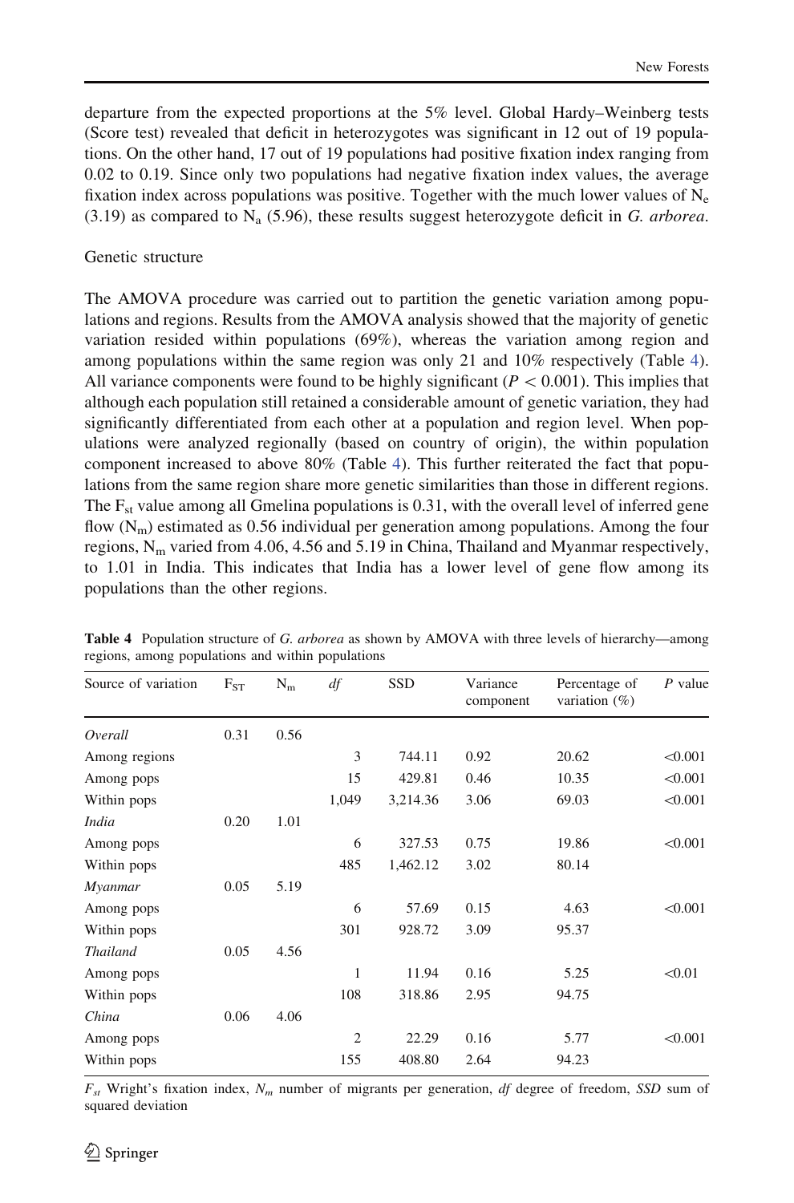departure from the expected proportions at the 5% level. Global Hardy–Weinberg tests (Score test) revealed that deficit in heterozygotes was significant in 12 out of 19 populations. On the other hand, 17 out of 19 populations had positive fixation index ranging from 0.02 to 0.19. Since only two populations had negative fixation index values, the average fixation index across populations was positive. Together with the much lower values of $N_e$ (3.19) as compared to $N_a$ (5.96), these results suggest heterozygote deficit in *G. arborea*.

## Genetic structure

The AMOVA procedure was carried out to partition the genetic variation among populations and regions. Results from the AMOVA analysis showed that the majority of genetic variation resided within populations (69%), whereas the variation among region and among populations within the same region was only 21 and 10% respectively (Table 4). All variance components were found to be highly significant ($P < 0.001$). This implies that although each population still retained a considerable amount of genetic variation, they had significantly differentiated from each other at a population and region level. When populations were analyzed regionally (based on country of origin), the within population component increased to above 80% (Table 4). This further reiterated the fact that populations from the same region share more genetic similarities than those in different regions. The $F_{st}$ value among all Gmelina populations is 0.31, with the overall level of inferred gene flow ($N_m$) estimated as 0.56 individual per generation among populations. Among the four regions, $N_m$ varied from 4.06, 4.56 and 5.19 in China, Thailand and Myanmar respectively, to 1.01 in India. This indicates that India has a lower level of gene flow among its populations than the other regions.

**Table 4** Population structure of *G. arborea* as shown by AMOVA with three levels of hierarchy—among regions, among populations and within populations

| Source of variation | $F_{ST}$ | $N_m$ | *df* | SSD | Variance component | Percentage of variation (%) | *P* value |
|---|---|---|---|---|---|---|---|
| *Overall* | 0.31 | 0.56 | | | | | |
| Among regions | | | 3 | 744.11 | 0.92 | 20.62 | <0.001 |
| Among pops | | | 15 | 429.81 | 0.46 | 10.35 | <0.001 |
| Within pops | | | 1,049 | 3,214.36 | 3.06 | 69.03 | <0.001 |
| *India* | 0.20 | 1.01 | | | | | |
| Among pops | | | 6 | 327.53 | 0.75 | 19.86 | <0.001 |
| Within pops | | | 485 | 1,462.12 | 3.02 | 80.14 | |
| *Myanmar* | 0.05 | 5.19 | | | | | |
| Among pops | | | 6 | 57.69 | 0.15 | 4.63 | <0.001 |
| Within pops | | | 301 | 928.72 | 3.09 | 95.37 | |
| *Thailand* | 0.05 | 4.56 | | | | | |
| Among pops | | | 1 | 11.94 | 0.16 | 5.25 | <0.01 |
| Within pops | | | 108 | 318.86 | 2.95 | 94.75 | |
| *China* | 0.06 | 4.06 | | | | | |
| Among pops | | | 2 | 22.29 | 0.16 | 5.77 | <0.001 |
| Within pops | | | 155 | 408.80 | 2.64 | 94.23 | |

$F_{st}$ Wright's fixation index, $N_m$ number of migrants per generation, *df* degree of freedom, *SSD* sum of squared deviation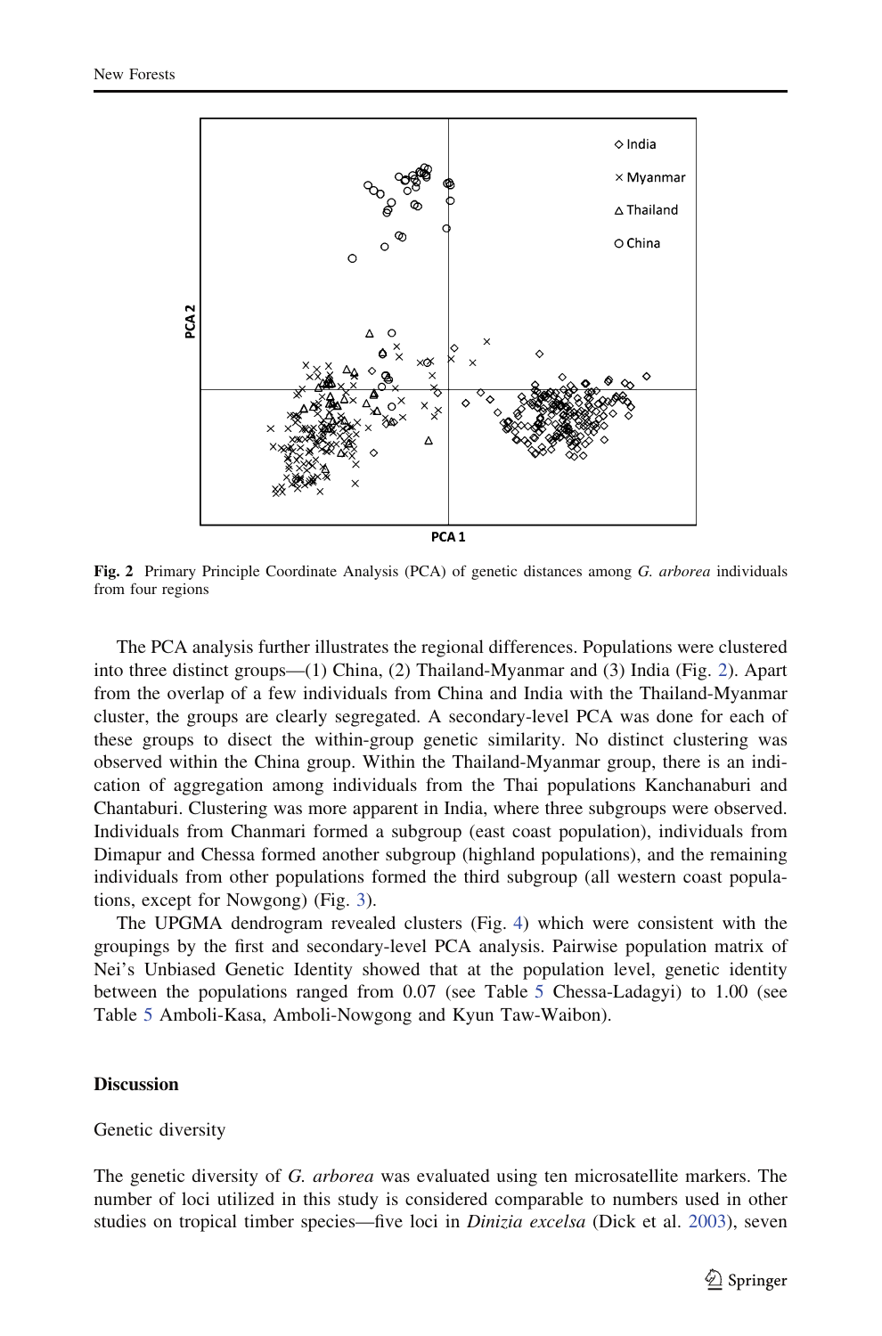Fig. 2 Primary Principle Coordinate Analysis (PCA) of genetic distances among *G. arborea* individuals from four regions

The PCA analysis further illustrates the regional differences. Populations were clustered into three distinct groups—(1) China, (2) Thailand-Myanmar and (3) India (Fig. 2). Apart from the overlap of a few individuals from China and India with the Thailand-Myanmar cluster, the groups are clearly segregated. A secondary-level PCA was done for each of these groups to disect the within-group genetic similarity. No distinct clustering was observed within the China group. Within the Thailand-Myanmar group, there is an indication of aggregation among individuals from the Thai populations Kanchanaburi and Chantaburi. Clustering was more apparent in India, where three subgroups were observed. Individuals from Chanmari formed a subgroup (east coast population), individuals from Dimapur and Chessa formed another subgroup (highland populations), and the remaining individuals from other populations formed the third subgroup (all western coast populations, except for Nowgong) (Fig. 3).

The UPGMA dendrogram revealed clusters (Fig. 4) which were consistent with the groupings by the first and secondary-level PCA analysis. Pairwise population matrix of Nei's Unbiased Genetic Identity showed that at the population level, genetic identity between the populations ranged from 0.07 (see Table 5 Chessa-Ladagyi) to 1.00 (see Table 5 Amboli-Kasa, Amboli-Nowgong and Kyun Taw-Waibon).

## Discussion

### Genetic diversity

The genetic diversity of *G. arborea* was evaluated using ten microsatellite markers. The number of loci utilized in this study is considered comparable to numbers used in other studies on tropical timber species—five loci in *Dinizia excelsa* (Dick et al. 2003), seven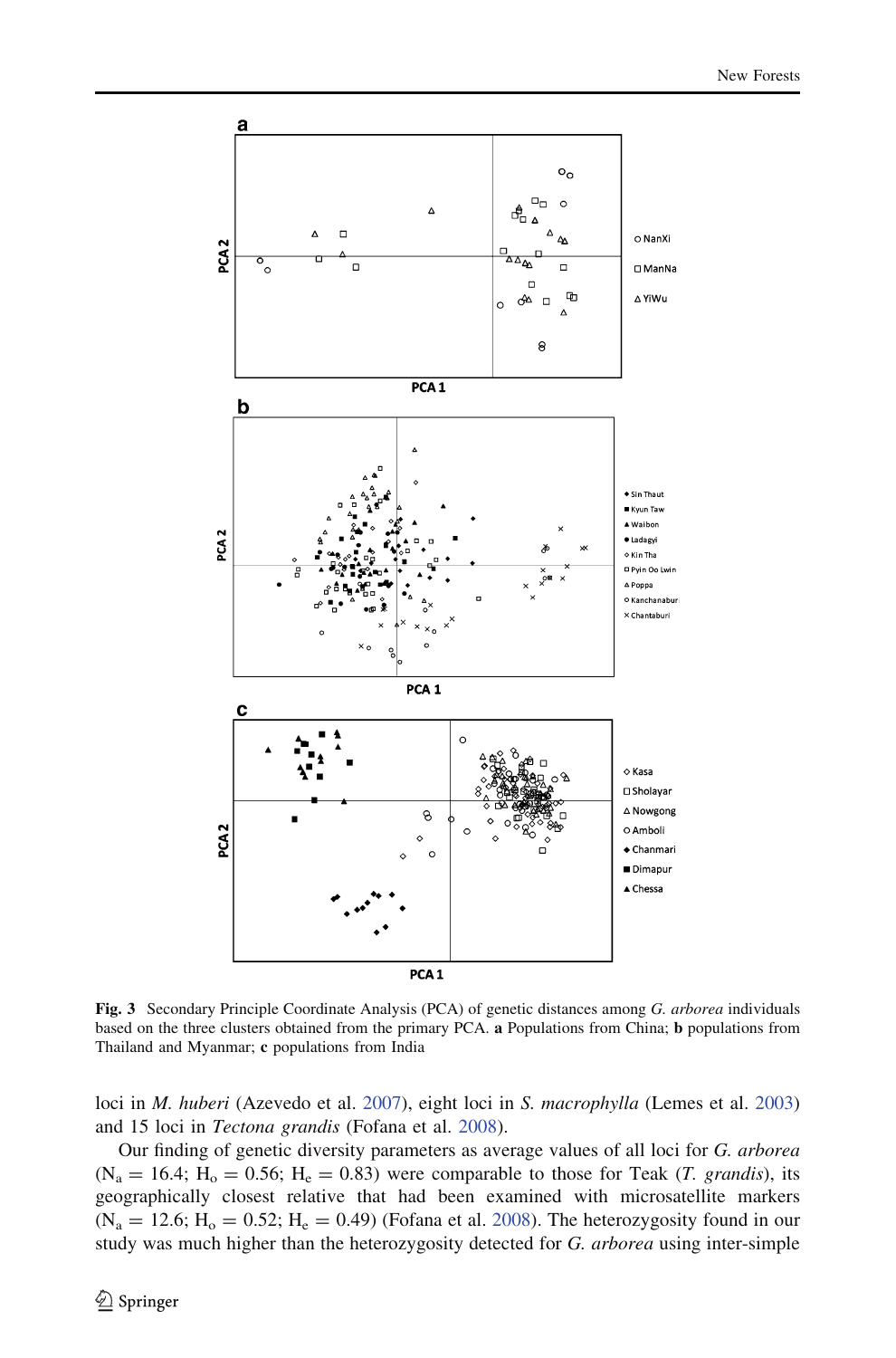Fig. 3 Secondary Principle Coordinate Analysis (PCA) of genetic distances among *G. arborea* individuals based on the three clusters obtained from the primary PCA. **a** Populations from China; **b** populations from Thailand and Myanmar; **c** populations from India

loci in *M. huberi* (Azevedo et al. 2007), eight loci in *S. macrophylla* (Lemes et al. 2003) and 15 loci in *Tectona grandis* (Fofana et al. 2008).

Our finding of genetic diversity parameters as average values of all loci for *G. arborea* ($N_a = 16.4$; $H_o = 0.56$; $H_e = 0.83$) were comparable to those for Teak (*T. grandis*), its geographically closest relative that had been examined with microsatellite markers ($N_a = 12.6$; $H_o = 0.52$; $H_e = 0.49$) (Fofana et al. 2008). The heterozygosity found in our study was much higher than the heterozygosity detected for *G. arborea* using inter-simple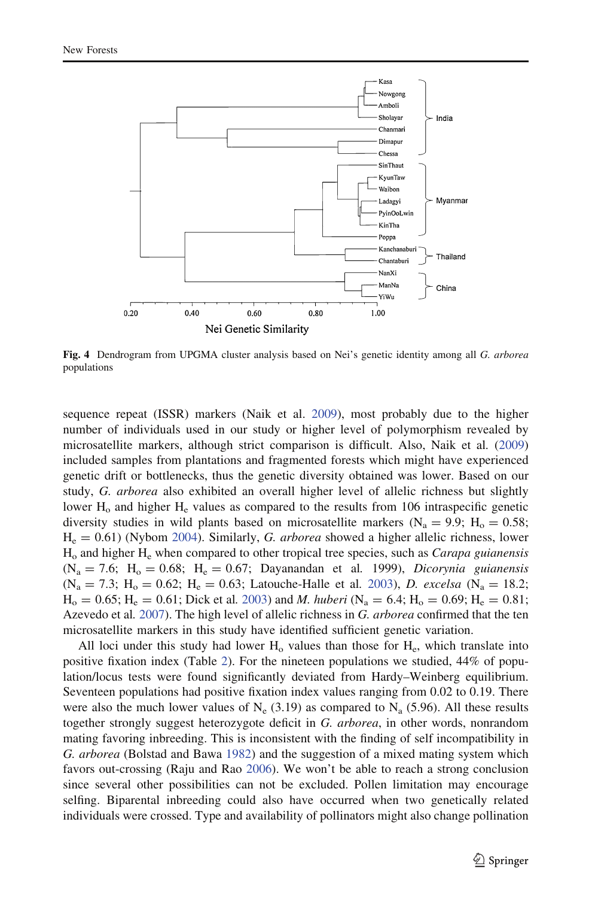**Fig. 4** Dendrogram from UPGMA cluster analysis based on Nei's genetic identity among all *G. arborea* populations

sequence repeat (ISSR) markers (Naik et al. 2009), most probably due to the higher number of individuals used in our study or higher level of polymorphism revealed by microsatellite markers, although strict comparison is difficult. Also, Naik et al. (2009) included samples from plantations and fragmented forests which might have experienced genetic drift or bottlenecks, thus the genetic diversity obtained was lower. Based on our study, *G. arborea* also exhibited an overall higher level of allelic richness but slightly lower $H_o$ and higher $H_e$ values as compared to the results from 106 intraspecific genetic diversity studies in wild plants based on microsatellite markers ($N_a = 9.9$; $H_o = 0.58$; $H_e = 0.61$) (Nybom 2004). Similarly, *G. arborea* showed a higher allelic richness, lower $H_o$ and higher $H_e$ when compared to other tropical tree species, such as *Carapa guianensis* ($N_a = 7.6$; $H_o = 0.68$; $H_e = 0.67$; Dayanandan et al. 1999), *Dicorynia guianensis* ($N_a = 7.3$; $H_o = 0.62$; $H_e = 0.63$; Latouche-Halle et al. 2003), *D. excelsa* ($N_a = 18.2$; $H_o = 0.65$; $H_e = 0.61$; Dick et al. 2003) and *M. huberi* ($N_a = 6.4$; $H_o = 0.69$; $H_e = 0.81$; Azevedo et al. 2007). The high level of allelic richness in *G. arborea* confirmed that the ten microsatellite markers in this study have identified sufficient genetic variation.

All loci under this study had lower $H_o$ values than those for $H_e$, which translate into positive fixation index (Table 2). For the nineteen populations we studied, 44% of population/locus tests were found significantly deviated from Hardy–Weinberg equilibrium. Seventeen populations had positive fixation index values ranging from 0.02 to 0.19. There were also the much lower values of $N_e$ (3.19) as compared to $N_a$ (5.96). All these results together strongly suggest heterozygote deficit in *G. arborea*, in other words, nonrandom mating favoring inbreeding. This is inconsistent with the finding of self incompatibility in *G. arborea* (Bolstad and Bawa 1982) and the suggestion of a mixed mating system which favors out-crossing (Raju and Rao 2006). We won't be able to reach a strong conclusion since several other possibilities can not be excluded. Pollen limitation may encourage selfing. Biparental inbreeding could also have occurred when two genetically related individuals were crossed. Type and availability of pollinators might also change pollination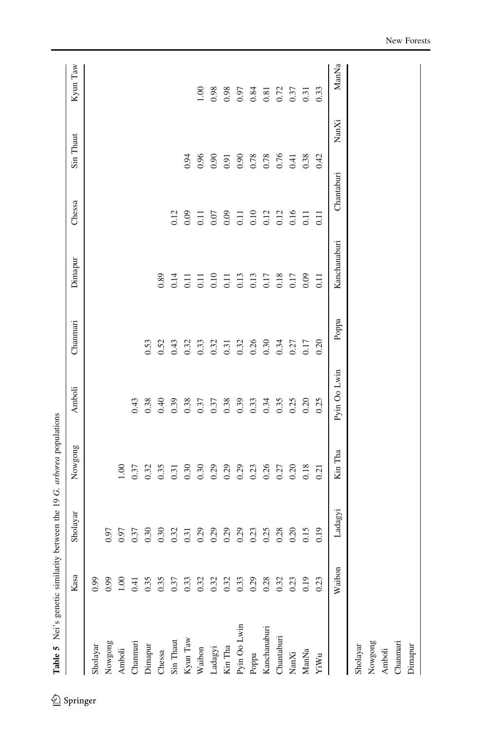**Table 5** Nei's genetic similarity between the 19 *G. arborea* populations

| | Kasa | Sholayar | Nowgong | Amboli | Chanmari | Dimapur | Chessa | Sin Thaut | Kyun Taw |
|---|---|---|---|---|---|---|---|---|---|
| Sholayar | 0.99 | | | | | | | | |
| Nowgong | 0.99 | 0.97 | | | | | | | |
| Amboli | 1.00 | 0.97 | 1.00 | | | | | | |
| Chanmari | 0.41 | 0.37 | 0.37 | 0.43 | | | | | |
| Dimapur | 0.35 | 0.30 | 0.32 | 0.38 | 0.53 | | | | |
| Chessa | 0.35 | 0.30 | 0.35 | 0.40 | 0.52 | 0.89 | | | |
| Sin Thaut | 0.37 | 0.32 | 0.31 | 0.39 | 0.43 | 0.14 | 0.12 | | |
| Kyun Taw | 0.33 | 0.31 | 0.30 | 0.38 | 0.32 | 0.11 | 0.09 | 0.94 | |
| Waibon | 0.32 | 0.29 | 0.30 | 0.37 | 0.33 | 0.11 | 0.11 | 0.96 | 1.00 |
| Ladagyi | 0.32 | 0.29 | 0.29 | 0.37 | 0.32 | 0.10 | 0.07 | 0.90 | 0.98 |
| Kin Tha | 0.32 | 0.29 | 0.29 | 0.38 | 0.31 | 0.11 | 0.09 | 0.91 | 0.98 |
| Pyin Oo Lwin | 0.33 | 0.29 | 0.29 | 0.39 | 0.32 | 0.13 | 0.11 | 0.90 | 0.97 |
| Poppa | 0.29 | 0.23 | 0.23 | 0.33 | 0.26 | 0.13 | 0.10 | 0.78 | 0.84 |
| Kanchanaburi | 0.28 | 0.25 | 0.26 | 0.34 | 0.30 | 0.17 | 0.12 | 0.78 | 0.81 |
| Chantaburi | 0.32 | 0.28 | 0.27 | 0.35 | 0.34 | 0.18 | 0.12 | 0.76 | 0.72 |
| NanXi | 0.23 | 0.20 | 0.20 | 0.25 | 0.27 | 0.17 | 0.16 | 0.41 | 0.37 |
| ManNa | 0.19 | 0.15 | 0.18 | 0.20 | 0.17 | 0.09 | 0.11 | 0.38 | 0.31 |
| YiWu | 0.23 | 0.19 | 0.21 | 0.25 | 0.20 | 0.11 | 0.11 | 0.42 | 0.33 |

| | Waibon | Ladagyi | Kin Tha | Pyin Oo Lwin | Poppa | Kanchanaburi | Chantaburi | NanXi | ManNa |
|---|---|---|---|---|---|---|---|---|---|
| Sholayar | | | | | | | | | |
| Nowgong | | | | | | | | | |
| Amboli | | | | | | | | | |
| Chanmari | | | | | | | | | |
| Dimapur | | | | | | | | | |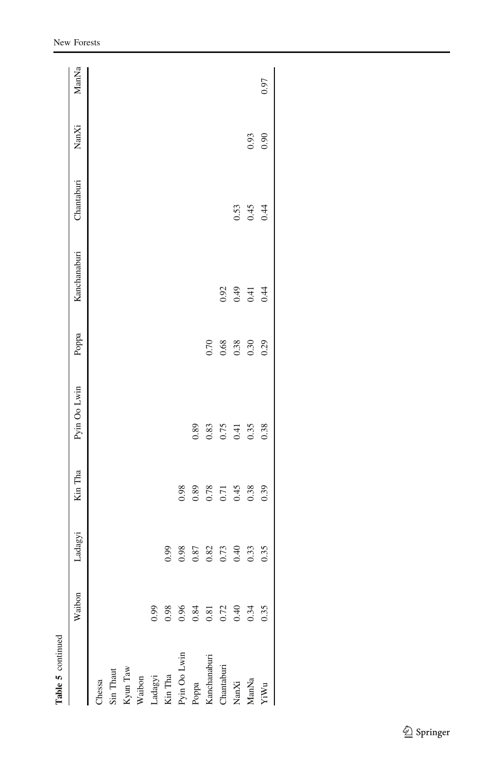**Table 5** continued

| | Waibon | Ladagyi | Kin Tha | Pyin Oo Lwin | Poppa | Kanchanaburi | Chantaburi | NanXi | ManNa |
|---|---|---|---|---|---|---|---|---|---|
| Chessa | | | | | | | | | |
| Sin Thaut | | | | | | | | | |
| Kyun Taw | | | | | | | | | |
| Waibon | | | | | | | | | |
| Ladagyi | 0.99 | | | | | | | | |
| Kin Tha | 0.98 | 0.99 | | | | | | | |
| Pyin Oo Lwin | 0.96 | 0.98 | 0.98 | | | | | | |
| Poppa | 0.84 | 0.87 | 0.89 | 0.89 | | | | | |
| Kanchanaburi | 0.81 | 0.82 | 0.78 | 0.83 | 0.70 | | | | |
| Chantaburi | 0.72 | 0.73 | 0.71 | 0.75 | 0.68 | 0.92 | | | |
| NanXi | 0.40 | 0.40 | 0.45 | 0.41 | 0.38 | 0.49 | 0.53 | | |
| ManNa | 0.34 | 0.33 | 0.38 | 0.35 | 0.30 | 0.41 | 0.45 | 0.93 | |
| YiWu | 0.35 | 0.35 | 0.39 | 0.38 | 0.29 | 0.44 | 0.44 | 0.90 | 0.97 |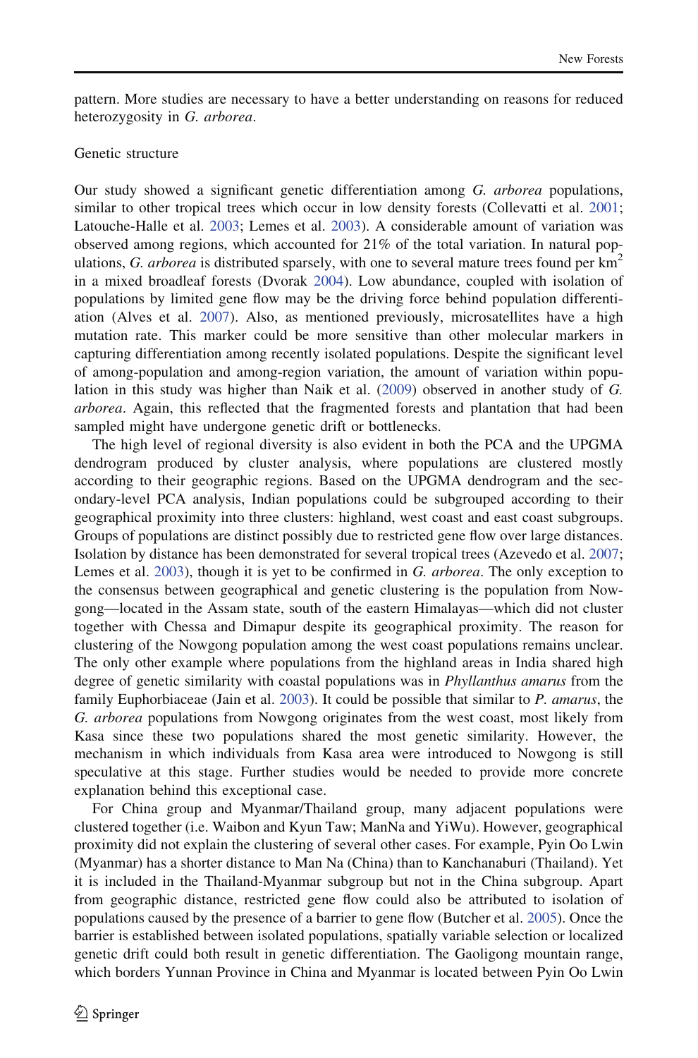pattern. More studies are necessary to have a better understanding on reasons for reduced heterozygosity in *G. arborea*.

Genetic structure

Our study showed a significant genetic differentiation among *G. arborea* populations, similar to other tropical trees which occur in low density forests (Collevatti et al. 2001; Latouche-Halle et al. 2003; Lemes et al. 2003). A considerable amount of variation was observed among regions, which accounted for 21% of the total variation. In natural populations, *G. arborea* is distributed sparsely, with one to several mature trees found per km$^2$ in a mixed broadleaf forests (Dvorak 2004). Low abundance, coupled with isolation of populations by limited gene flow may be the driving force behind population differentiation (Alves et al. 2007). Also, as mentioned previously, microsatellites have a high mutation rate. This marker could be more sensitive than other molecular markers in capturing differentiation among recently isolated populations. Despite the significant level of among-population and among-region variation, the amount of variation within population in this study was higher than Naik et al. (2009) observed in another study of *G. arborea*. Again, this reflected that the fragmented forests and plantation that had been sampled might have undergone genetic drift or bottlenecks.

The high level of regional diversity is also evident in both the PCA and the UPGMA dendrogram produced by cluster analysis, where populations are clustered mostly according to their geographic regions. Based on the UPGMA dendrogram and the secondary-level PCA analysis, Indian populations could be subgrouped according to their geographical proximity into three clusters: highland, west coast and east coast subgroups. Groups of populations are distinct possibly due to restricted gene flow over large distances. Isolation by distance has been demonstrated for several tropical trees (Azevedo et al. 2007; Lemes et al. 2003), though it is yet to be confirmed in *G. arborea*. The only exception to the consensus between geographical and genetic clustering is the population from Nowgong—located in the Assam state, south of the eastern Himalayas—which did not cluster together with Chessa and Dimapur despite its geographical proximity. The reason for clustering of the Nowgong population among the west coast populations remains unclear. The only other example where populations from the highland areas in India shared high degree of genetic similarity with coastal populations was in *Phyllanthus amarus* from the family Euphorbiaceae (Jain et al. 2003). It could be possible that similar to *P. amarus*, the *G. arborea* populations from Nowgong originates from the west coast, most likely from Kasa since these two populations shared the most genetic similarity. However, the mechanism in which individuals from Kasa area were introduced to Nowgong is still speculative at this stage. Further studies would be needed to provide more concrete explanation behind this exceptional case.

For China group and Myanmar/Thailand group, many adjacent populations were clustered together (i.e. Waibon and Kyun Taw; ManNa and YiWu). However, geographical proximity did not explain the clustering of several other cases. For example, Pyin Oo Lwin (Myanmar) has a shorter distance to Man Na (China) than to Kanchanaburi (Thailand). Yet it is included in the Thailand-Myanmar subgroup but not in the China subgroup. Apart from geographic distance, restricted gene flow could also be attributed to isolation of populations caused by the presence of a barrier to gene flow (Butcher et al. 2005). Once the barrier is established between isolated populations, spatially variable selection or localized genetic drift could both result in genetic differentiation. The Gaoligong mountain range, which borders Yunnan Province in China and Myanmar is located between Pyin Oo Lwin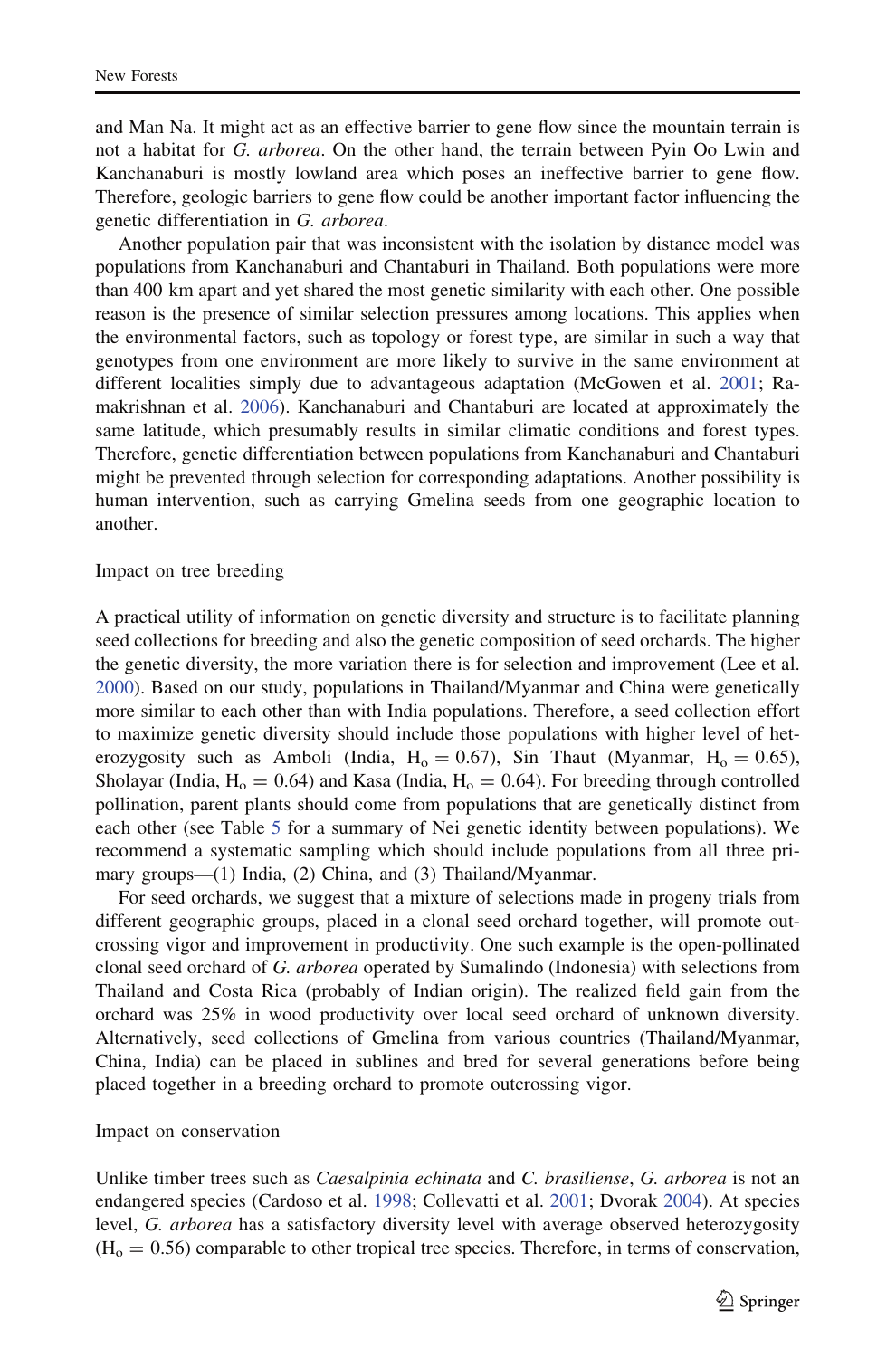and Man Na. It might act as an effective barrier to gene flow since the mountain terrain is not a habitat for *G. arborea*. On the other hand, the terrain between Pyin Oo Lwin and Kanchanaburi is mostly lowland area which poses an ineffective barrier to gene flow. Therefore, geologic barriers to gene flow could be another important factor influencing the genetic differentiation in *G. arborea*.

Another population pair that was inconsistent with the isolation by distance model was populations from Kanchanaburi and Chantaburi in Thailand. Both populations were more than 400 km apart and yet shared the most genetic similarity with each other. One possible reason is the presence of similar selection pressures among locations. This applies when the environmental factors, such as topology or forest type, are similar in such a way that genotypes from one environment are more likely to survive in the same environment at different localities simply due to advantageous adaptation (McGowen et al. 2001; Ramakrishnan et al. 2006). Kanchanaburi and Chantaburi are located at approximately the same latitude, which presumably results in similar climatic conditions and forest types. Therefore, genetic differentiation between populations from Kanchanaburi and Chantaburi might be prevented through selection for corresponding adaptations. Another possibility is human intervention, such as carrying Gmelina seeds from one geographic location to another.

## Impact on tree breeding

A practical utility of information on genetic diversity and structure is to facilitate planning seed collections for breeding and also the genetic composition of seed orchards. The higher the genetic diversity, the more variation there is for selection and improvement (Lee et al. 2000). Based on our study, populations in Thailand/Myanmar and China were genetically more similar to each other than with India populations. Therefore, a seed collection effort to maximize genetic diversity should include those populations with higher level of heterozygosity such as Amboli (India, $H_o = 0.67$), Sin Thaut (Myanmar, $H_o = 0.65$), Sholayar (India, $H_o = 0.64$) and Kasa (India, $H_o = 0.64$). For breeding through controlled pollination, parent plants should come from populations that are genetically distinct from each other (see Table 5 for a summary of Nei genetic identity between populations). We recommend a systematic sampling which should include populations from all three primary groups—(1) India, (2) China, and (3) Thailand/Myanmar.

For seed orchards, we suggest that a mixture of selections made in progeny trials from different geographic groups, placed in a clonal seed orchard together, will promote outcrossing vigor and improvement in productivity. One such example is the open-pollinated clonal seed orchard of *G. arborea* operated by Sumalindo (Indonesia) with selections from Thailand and Costa Rica (probably of Indian origin). The realized field gain from the orchard was 25% in wood productivity over local seed orchard of unknown diversity. Alternatively, seed collections of Gmelina from various countries (Thailand/Myanmar, China, India) can be placed in sublines and bred for several generations before being placed together in a breeding orchard to promote outcrossing vigor.

## Impact on conservation

Unlike timber trees such as *Caesalpinia echinata* and *C. brasiliense*, *G. arborea* is not an endangered species (Cardoso et al. 1998; Collevatti et al. 2001; Dvorak 2004). At species level, *G. arborea* has a satisfactory diversity level with average observed heterozygosity ($H_o = 0.56$) comparable to other tropical tree species. Therefore, in terms of conservation,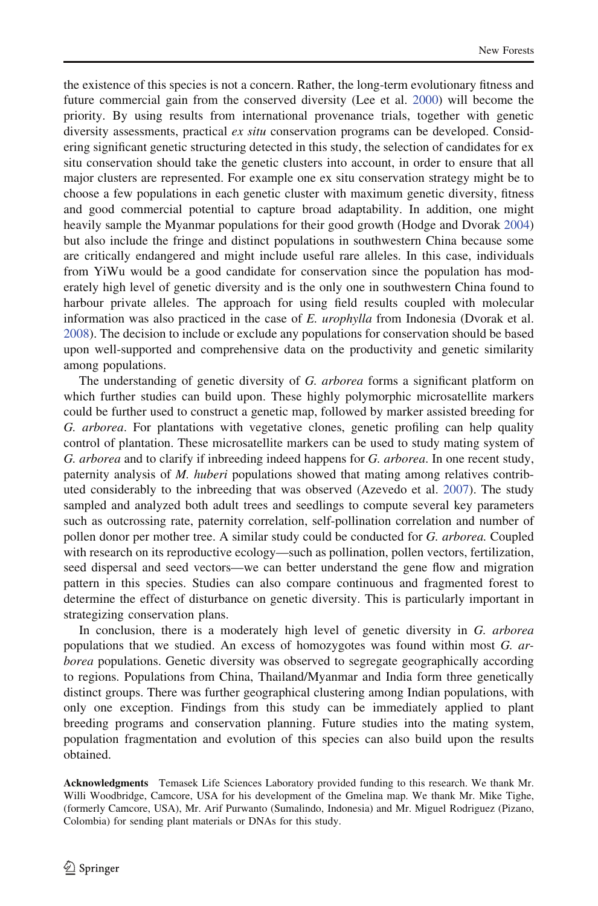the existence of this species is not a concern. Rather, the long-term evolutionary fitness and future commercial gain from the conserved diversity (Lee et al. 2000) will become the priority. By using results from international provenance trials, together with genetic diversity assessments, practical *ex situ* conservation programs can be developed. Considering significant genetic structuring detected in this study, the selection of candidates for ex situ conservation should take the genetic clusters into account, in order to ensure that all major clusters are represented. For example one ex situ conservation strategy might be to choose a few populations in each genetic cluster with maximum genetic diversity, fitness and good commercial potential to capture broad adaptability. In addition, one might heavily sample the Myanmar populations for their good growth (Hodge and Dvorak 2004) but also include the fringe and distinct populations in southwestern China because some are critically endangered and might include useful rare alleles. In this case, individuals from YiWu would be a good candidate for conservation since the population has moderately high level of genetic diversity and is the only one in southwestern China found to harbour private alleles. The approach for using field results coupled with molecular information was also practiced in the case of *E. urophylla* from Indonesia (Dvorak et al. 2008). The decision to include or exclude any populations for conservation should be based upon well-supported and comprehensive data on the productivity and genetic similarity among populations.

The understanding of genetic diversity of *G. arborea* forms a significant platform on which further studies can build upon. These highly polymorphic microsatellite markers could be further used to construct a genetic map, followed by marker assisted breeding for *G. arborea*. For plantations with vegetative clones, genetic profiling can help quality control of plantation. These microsatellite markers can be used to study mating system of *G. arborea* and to clarify if inbreeding indeed happens for *G. arborea*. In one recent study, paternity analysis of *M. huberi* populations showed that mating among relatives contributed considerably to the inbreeding that was observed (Azevedo et al. 2007). The study sampled and analyzed both adult trees and seedlings to compute several key parameters such as outcrossing rate, paternity correlation, self-pollination correlation and number of pollen donor per mother tree. A similar study could be conducted for *G. arborea.* Coupled with research on its reproductive ecology—such as pollination, pollen vectors, fertilization, seed dispersal and seed vectors—we can better understand the gene flow and migration pattern in this species. Studies can also compare continuous and fragmented forest to determine the effect of disturbance on genetic diversity. This is particularly important in strategizing conservation plans.

In conclusion, there is a moderately high level of genetic diversity in *G. arborea* populations that we studied. An excess of homozygotes was found within most *G. arborea* populations. Genetic diversity was observed to segregate geographically according to regions. Populations from China, Thailand/Myanmar and India form three genetically distinct groups. There was further geographical clustering among Indian populations, with only one exception. Findings from this study can be immediately applied to plant breeding programs and conservation planning. Future studies into the mating system, population fragmentation and evolution of this species can also build upon the results obtained.

**Acknowledgments** Temasek Life Sciences Laboratory provided funding to this research. We thank Mr. Willi Woodbridge, Camcore, USA for his development of the Gmelina map. We thank Mr. Mike Tighe, (formerly Camcore, USA), Mr. Arif Purwanto (Sumalindo, Indonesia) and Mr. Miguel Rodriguez (Pizano, Colombia) for sending plant materials or DNAs for this study.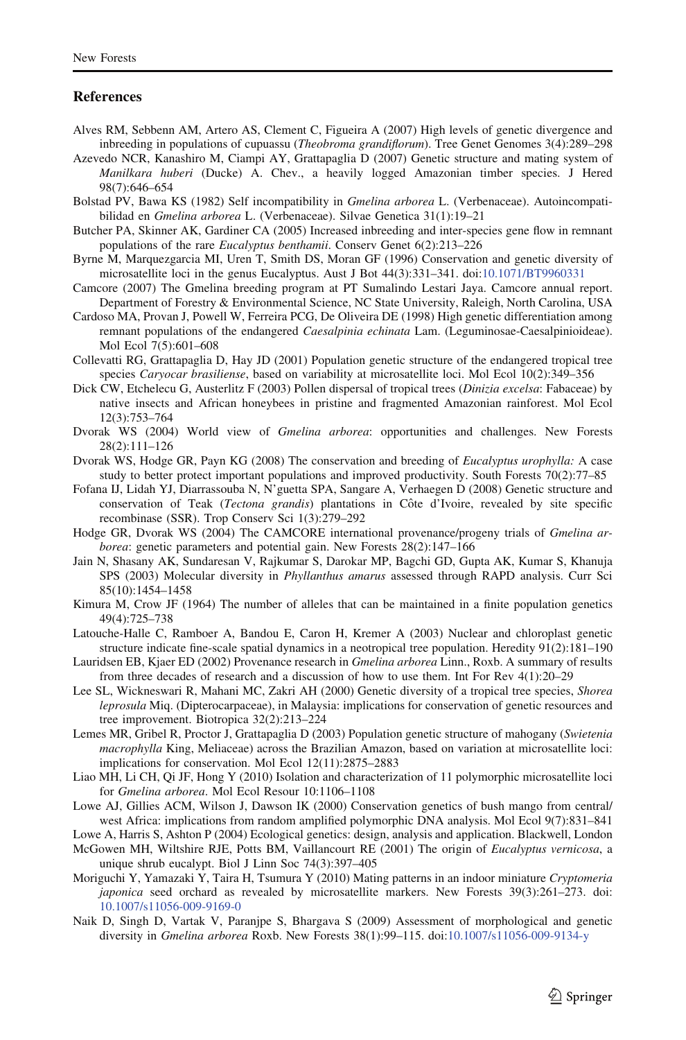## References

Alves RM, Sebbenn AM, Artero AS, Clement C, Figueira A (2007) High levels of genetic divergence and inbreeding in populations of cupuassu (*Theobroma grandiflorum*). Tree Genet Genomes 3(4):289–298

Azevedo NCR, Kanashiro M, Ciampi AY, Grattapaglia D (2007) Genetic structure and mating system of *Manilkara huberi* (Ducke) A. Chev., a heavily logged Amazonian timber species. J Hered 98(7):646–654

Bolstad PV, Bawa KS (1982) Self incompatibility in *Gmelina arborea* L. (Verbenaceae). Autoincompatibilidad en *Gmelina arborea* L. (Verbenaceae). Silvae Genetica 31(1):19–21

Butcher PA, Skinner AK, Gardiner CA (2005) Increased inbreeding and inter-species gene flow in remnant populations of the rare *Eucalyptus benthamii*. Conserv Genet 6(2):213–226

Byrne M, Marquezgarcia MI, Uren T, Smith DS, Moran GF (1996) Conservation and genetic diversity of microsatellite loci in the genus Eucalyptus. Aust J Bot 44(3):331–341. doi:10.1071/BT9960331

Camcore (2007) The Gmelina breeding program at PT Sumalindo Lestari Jaya. Camcore annual report. Department of Forestry & Environmental Science, NC State University, Raleigh, North Carolina, USA

Cardoso MA, Provan J, Powell W, Ferreira PCG, De Oliveira DE (1998) High genetic differentiation among remnant populations of the endangered *Caesalpinia echinata* Lam. (Leguminosae-Caesalpinioideae). Mol Ecol 7(5):601–608

Collevatti RG, Grattapaglia D, Hay JD (2001) Population genetic structure of the endangered tropical tree species *Caryocar brasiliense*, based on variability at microsatellite loci. Mol Ecol 10(2):349–356

Dick CW, Etchelecu G, Austerlitz F (2003) Pollen dispersal of tropical trees (*Dinizia excelsa*: Fabaceae) by native insects and African honeybees in pristine and fragmented Amazonian rainforest. Mol Ecol 12(3):753–764

Dvorak WS (2004) World view of *Gmelina arborea*: opportunities and challenges. New Forests 28(2):111–126

Dvorak WS, Hodge GR, Payn KG (2008) The conservation and breeding of *Eucalyptus urophylla:* A case study to better protect important populations and improved productivity. South Forests 70(2):77–85

Fofana IJ, Lidah YJ, Diarrassouba N, N'guetta SPA, Sangare A, Verhaegen D (2008) Genetic structure and conservation of Teak (*Tectona grandis*) plantations in Côte d'Ivoire, revealed by site specific recombinase (SSR). Trop Conserv Sci 1(3):279–292

Hodge GR, Dvorak WS (2004) The CAMCORE international provenance/progeny trials of *Gmelina arborea*: genetic parameters and potential gain. New Forests 28(2):147–166

Jain N, Shasany AK, Sundaresan V, Rajkumar S, Darokar MP, Bagchi GD, Gupta AK, Kumar S, Khanuja SPS (2003) Molecular diversity in *Phyllanthus amarus* assessed through RAPD analysis. Curr Sci 85(10):1454–1458

Kimura M, Crow JF (1964) The number of alleles that can be maintained in a finite population genetics 49(4):725–738

Latouche-Halle C, Ramboer A, Bandou E, Caron H, Kremer A (2003) Nuclear and chloroplast genetic structure indicate fine-scale spatial dynamics in a neotropical tree population. Heredity 91(2):181–190

Lauridsen EB, Kjaer ED (2002) Provenance research in *Gmelina arborea* Linn., Roxb. A summary of results from three decades of research and a discussion of how to use them. Int For Rev 4(1):20–29

Lee SL, Wickneswari R, Mahani MC, Zakri AH (2000) Genetic diversity of a tropical tree species, *Shorea leprosula* Miq. (Dipterocarpaceae), in Malaysia: implications for conservation of genetic resources and tree improvement. Biotropica 32(2):213–224

Lemes MR, Gribel R, Proctor J, Grattapaglia D (2003) Population genetic structure of mahogany (*Swietenia macrophylla* King, Meliaceae) across the Brazilian Amazon, based on variation at microsatellite loci: implications for conservation. Mol Ecol 12(11):2875–2883

Liao MH, Li CH, Qi JF, Hong Y (2010) Isolation and characterization of 11 polymorphic microsatellite loci for *Gmelina arborea*. Mol Ecol Resour 10:1106–1108

Lowe AJ, Gillies ACM, Wilson J, Dawson IK (2000) Conservation genetics of bush mango from central/west Africa: implications from random amplified polymorphic DNA analysis. Mol Ecol 9(7):831–841

Lowe A, Harris S, Ashton P (2004) Ecological genetics: design, analysis and application. Blackwell, London

McGowen MH, Wiltshire RJE, Potts BM, Vaillancourt RE (2001) The origin of *Eucalyptus vernicosa*, a unique shrub eucalypt. Biol J Linn Soc 74(3):397–405

Moriguchi Y, Yamazaki Y, Taira H, Tsumura Y (2010) Mating patterns in an indoor miniature *Cryptomeria japonica* seed orchard as revealed by microsatellite markers. New Forests 39(3):261–273. doi:10.1007/s11056-009-9169-0

Naik D, Singh D, Vartak V, Paranjpe S, Bhargava S (2009) Assessment of morphological and genetic diversity in *Gmelina arborea* Roxb. New Forests 38(1):99–115. doi:10.1007/s11056-009-9134-y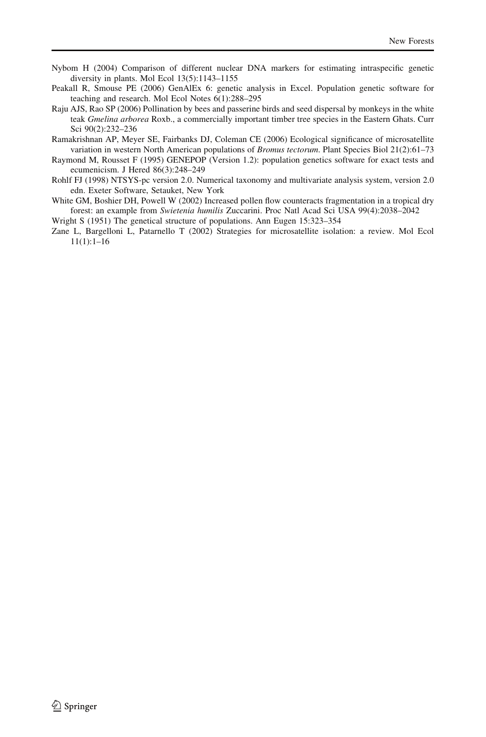Nybom H (2004) Comparison of different nuclear DNA markers for estimating intraspecific genetic diversity in plants. Mol Ecol 13(5):1143–1155

Peakall R, Smouse PE (2006) GenAlEx 6: genetic analysis in Excel. Population genetic software for teaching and research. Mol Ecol Notes 6(1):288–295

Raju AJS, Rao SP (2006) Pollination by bees and passerine birds and seed dispersal by monkeys in the white teak *Gmelina arborea* Roxb., a commercially important timber tree species in the Eastern Ghats. Curr Sci 90(2):232–236

Ramakrishnan AP, Meyer SE, Fairbanks DJ, Coleman CE (2006) Ecological significance of microsatellite variation in western North American populations of *Bromus tectorum*. Plant Species Biol 21(2):61–73

Raymond M, Rousset F (1995) GENEPOP (Version 1.2): population genetics software for exact tests and ecumenicism. J Hered 86(3):248–249

Rohlf FJ (1998) NTSYS-pc version 2.0. Numerical taxonomy and multivariate analysis system, version 2.0 edn. Exeter Software, Setauket, New York

White GM, Boshier DH, Powell W (2002) Increased pollen flow counteracts fragmentation in a tropical dry forest: an example from *Swietenia humilis* Zuccarini. Proc Natl Acad Sci USA 99(4):2038–2042

Wright S (1951) The genetical structure of populations. Ann Eugen 15:323–354

Zane L, Bargelloni L, Patarnello T (2002) Strategies for microsatellite isolation: a review. Mol Ecol 11(1):1–16